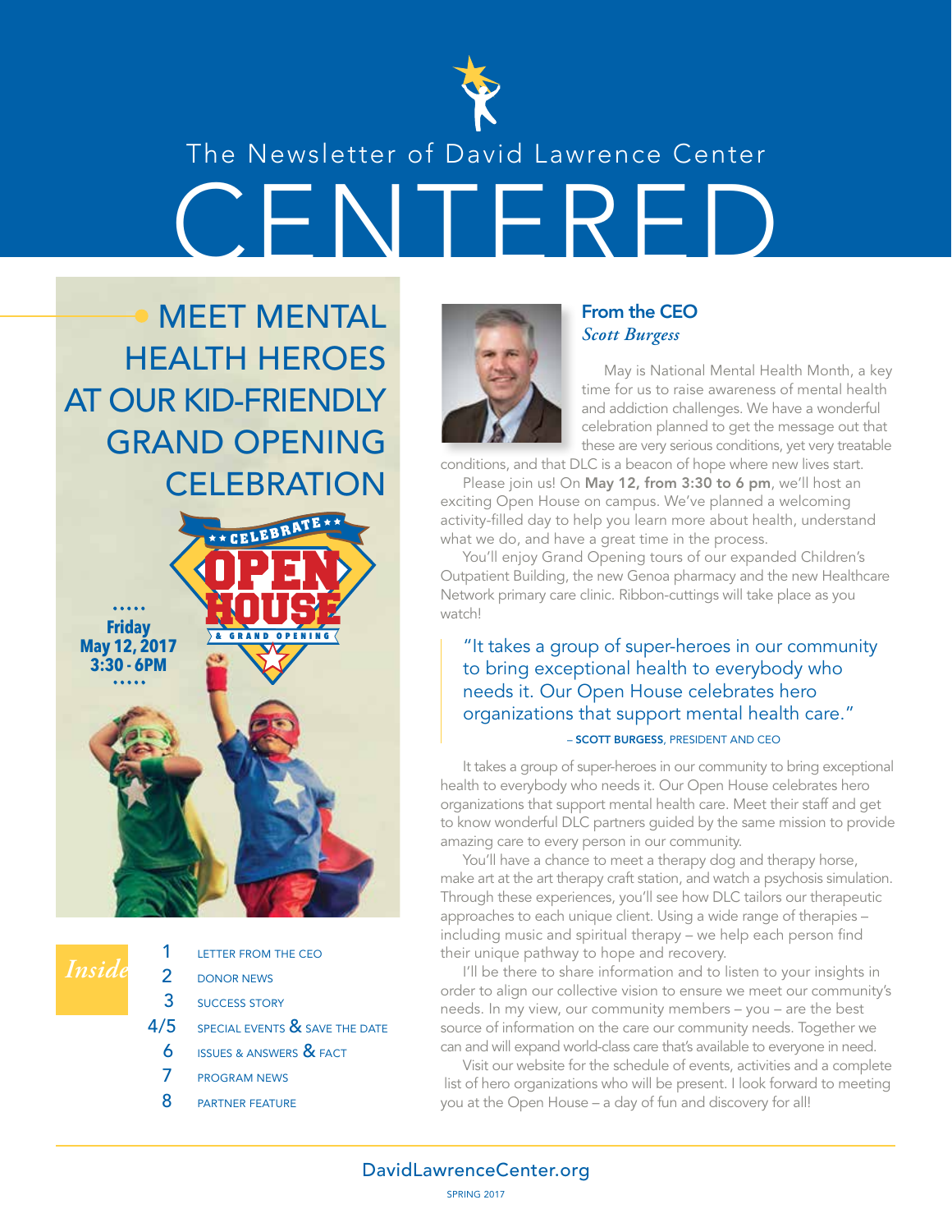The Newsletter of David Lawrence Center

# CENTERED

## MEET MENTAL HEALTH HEROES AT OUR KID-FRIENDLY GRAND OPENING CELEBRATION

★★ CELEBRATE ★★

**OPEN HOUSE**

& GRAND OPENING

**Friday May 12, 2017 3:30 - 6PM**

### *Inside*

1 LETTER FROM THE CEO
2 DONOR NEWS
3 SUCCESS STORY
4/5 SPECIAL EVENTS & SAVE THE DATE
6 ISSUES & ANSWERS & FACT
7 PROGRAM NEWS
8 PARTNER FEATURE

## From the CEO

*Scott Burgess*

May is National Mental Health Month, a key time for us to raise awareness of mental health and addiction challenges. We have a wonderful celebration planned to get the message out that these are very serious conditions, yet very treatable conditions, and that DLC is a beacon of hope where new lives start.

Please join us! On **May 12, from 3:30 to 6 pm**, we'll host an exciting Open House on campus. We've planned a welcoming activity-filled day to help you learn more about health, understand what we do, and have a great time in the process.

You'll enjoy Grand Opening tours of our expanded Children's Outpatient Building, the new Genoa pharmacy and the new Healthcare Network primary care clinic. Ribbon-cuttings will take place as you watch!

> "It takes a group of super-heroes in our community to bring exceptional health to everybody who needs it. Our Open House celebrates hero organizations that support mental health care."
>
> – **SCOTT BURGESS**, PRESIDENT AND CEO

It takes a group of super-heroes in our community to bring exceptional health to everybody who needs it. Our Open House celebrates hero organizations that support mental health care. Meet their staff and get to know wonderful DLC partners guided by the same mission to provide amazing care to every person in our community.

You'll have a chance to meet a therapy dog and therapy horse, make art at the art therapy craft station, and watch a psychosis simulation. Through these experiences, you'll see how DLC tailors our therapeutic approaches to each unique client. Using a wide range of therapies – including music and spiritual therapy – we help each person find their unique pathway to hope and recovery.

I'll be there to share information and to listen to your insights in order to align our collective vision to ensure we meet our community's needs. In my view, our community members – you – are the best source of information on the care our community needs. Together we can and will expand world-class care that's available to everyone in need.

Visit our website for the schedule of events, activities and a complete list of hero organizations who will be present. I look forward to meeting you at the Open House – a day of fun and discovery for all!

DavidLawrenceCenter.org

SPRING 2017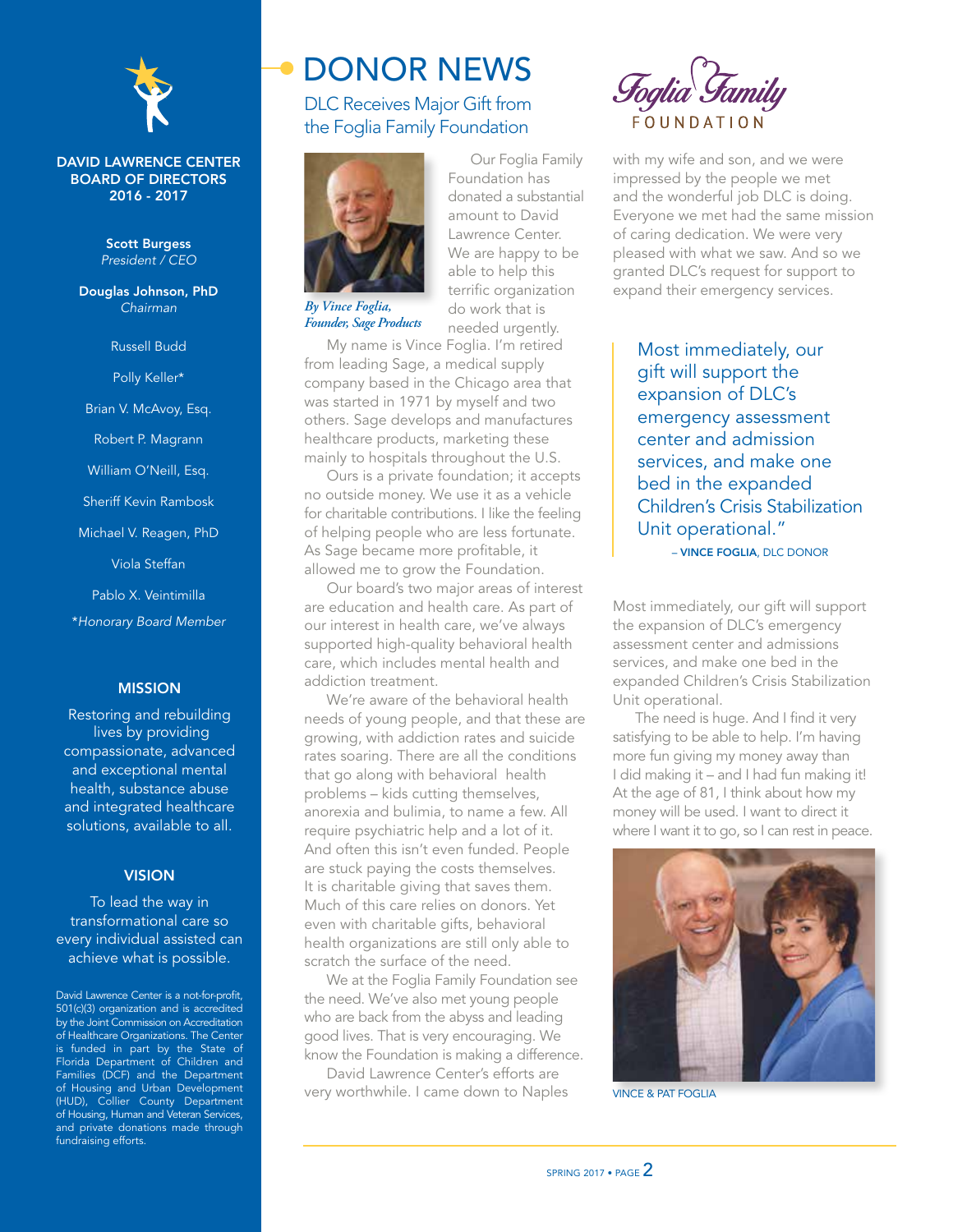**DAVID LAWRENCE CENTER BOARD OF DIRECTORS 2016 - 2017**

**Scott Burgess**
*President / CEO*

**Douglas Johnson, PhD**
*Chairman*

Russell Budd

Polly Keller*

Brian V. McAvoy, Esq.

Robert P. Magrann

William O'Neill, Esq.

Sheriff Kevin Rambosk

Michael V. Reagen, PhD

Viola Steffan

Pablo X. Veintimilla

*\*Honorary Board Member*

**MISSION**

Restoring and rebuilding lives by providing compassionate, advanced and exceptional mental health, substance abuse and integrated healthcare solutions, available to all.

**VISION**

To lead the way in transformational care so every individual assisted can achieve what is possible.

David Lawrence Center is a not-for-profit, 501(c)(3) organization and is accredited by the Joint Commission on Accreditation of Healthcare Organizations. The Center is funded in part by the State of Florida Department of Children and Families (DCF) and the Department of Housing and Urban Development (HUD), Collier County Department of Housing, Human and Veteran Services, and private donations made through fundraising efforts.

# DONOR NEWS

## DLC Receives Major Gift from the Foglia Family Foundation

Foglia Family FOUNDATION

*By Vince Foglia, Founder, Sage Products*

Our Foglia Family Foundation has donated a substantial amount to David Lawrence Center. We are happy to be able to help this terrific organization do work that is needed urgently.

My name is Vince Foglia. I'm retired from leading Sage, a medical supply company based in the Chicago area that was started in 1971 by myself and two others. Sage develops and manufactures healthcare products, marketing these mainly to hospitals throughout the U.S.

Ours is a private foundation; it accepts no outside money. We use it as a vehicle for charitable contributions. I like the feeling of helping people who are less fortunate. As Sage became more profitable, it allowed me to grow the Foundation.

Our board's two major areas of interest are education and health care. As part of our interest in health care, we've always supported high-quality behavioral health care, which includes mental health and addiction treatment.

We're aware of the behavioral health needs of young people, and that these are growing, with addiction rates and suicide rates soaring. There are all the conditions that go along with behavioral health problems – kids cutting themselves, anorexia and bulimia, to name a few. All require psychiatric help and a lot of it. And often this isn't even funded. People are stuck paying the costs themselves. It is charitable giving that saves them. Much of this care relies on donors. Yet even with charitable gifts, behavioral health organizations are still only able to scratch the surface of the need.

We at the Foglia Family Foundation see the need. We've also met young people who are back from the abyss and leading good lives. That is very encouraging. We know the Foundation is making a difference.

David Lawrence Center's efforts are very worthwhile. I came down to Naples with my wife and son, and we were impressed by the people we met and the wonderful job DLC is doing. Everyone we met had the same mission of caring dedication. We were very pleased with what we saw. And so we granted DLC's request for support to expand their emergency services.

> Most immediately, our gift will support the expansion of DLC's emergency assessment center and admission services, and make one bed in the expanded Children's Crisis Stabilization Unit operational."
>
> – **VINCE FOGLIA**, DLC DONOR

Most immediately, our gift will support the expansion of DLC's emergency assessment center and admissions services, and make one bed in the expanded Children's Crisis Stabilization Unit operational.

The need is huge. And I find it very satisfying to be able to help. I'm having more fun giving my money away than I did making it – and I had fun making it! At the age of 81, I think about how my money will be used. I want to direct it where I want it to go, so I can rest in peace.

VINCE & PAT FOGLIA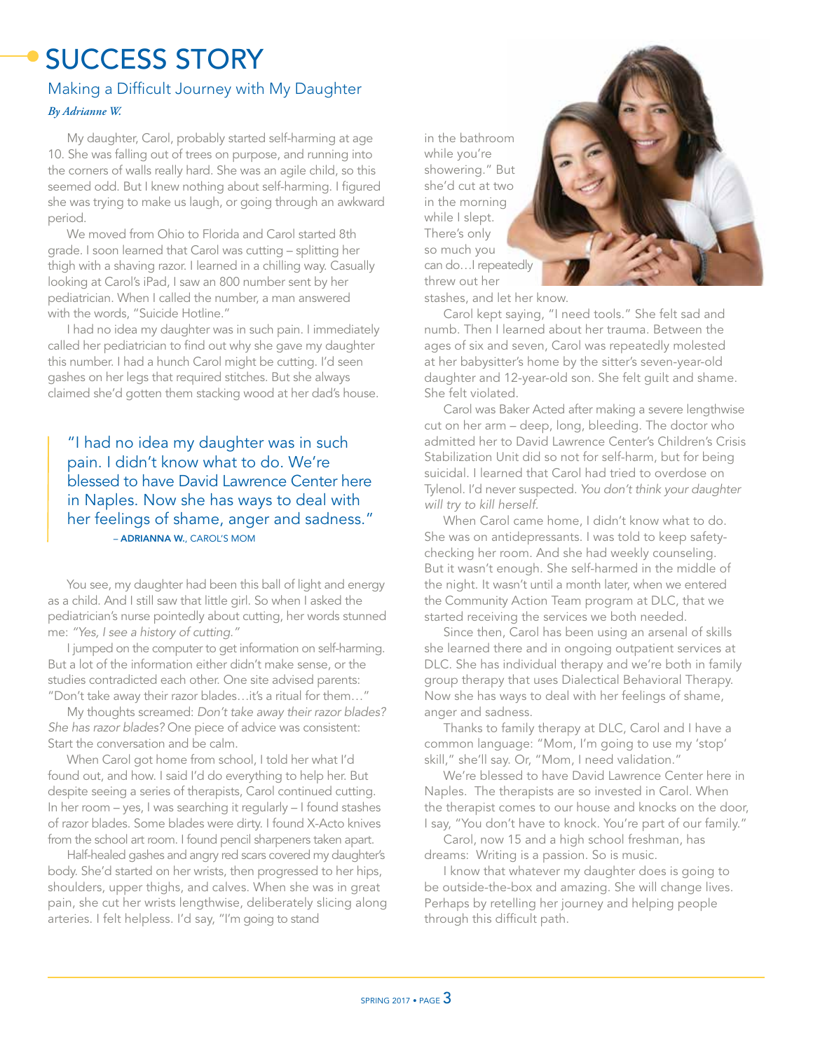# SUCCESS STORY

## Making a Difficult Journey with My Daughter

*By Adrianne W.*

My daughter, Carol, probably started self-harming at age 10. She was falling out of trees on purpose, and running into the corners of walls really hard. She was an agile child, so this seemed odd. But I knew nothing about self-harming. I figured she was trying to make us laugh, or going through an awkward period.

We moved from Ohio to Florida and Carol started 8th grade. I soon learned that Carol was cutting – splitting her thigh with a shaving razor. I learned in a chilling way. Casually looking at Carol's iPad, I saw an 800 number sent by her pediatrician. When I called the number, a man answered with the words, "Suicide Hotline."

I had no idea my daughter was in such pain. I immediately called her pediatrician to find out why she gave my daughter this number. I had a hunch Carol might be cutting. I'd seen gashes on her legs that required stitches. But she always claimed she'd gotten them stacking wood at her dad's house.

> "I had no idea my daughter was in such pain. I didn't know what to do. We're blessed to have David Lawrence Center here in Naples. Now she has ways to deal with her feelings of shame, anger and sadness."
>
> – **ADRIANNA W.**, CAROL'S MOM

You see, my daughter had been this ball of light and energy as a child. And I still saw that little girl. So when I asked the pediatrician's nurse pointedly about cutting, her words stunned me: *"Yes, I see a history of cutting."*

I jumped on the computer to get information on self-harming. But a lot of the information either didn't make sense, or the studies contradicted each other. One site advised parents: "Don't take away their razor blades…it's a ritual for them…"

My thoughts screamed: *Don't take away their razor blades? She has razor blades?* One piece of advice was consistent: Start the conversation and be calm.

When Carol got home from school, I told her what I'd found out, and how. I said I'd do everything to help her. But despite seeing a series of therapists, Carol continued cutting. In her room – yes, I was searching it regularly – I found stashes of razor blades. Some blades were dirty. I found X-Acto knives from the school art room. I found pencil sharpeners taken apart.

Half-healed gashes and angry red scars covered my daughter's body. She'd started on her wrists, then progressed to her hips, shoulders, upper thighs, and calves. When she was in great pain, she cut her wrists lengthwise, deliberately slicing along arteries. I felt helpless. I'd say, "I'm going to stand in the bathroom while you're showering." But she'd cut at two in the morning while I slept. There's only so much you can do…I repeatedly threw out her stashes, and let her know.

Carol kept saying, "I need tools." She felt sad and numb. Then I learned about her trauma. Between the ages of six and seven, Carol was repeatedly molested at her babysitter's home by the sitter's seven-year-old daughter and 12-year-old son. She felt guilt and shame. She felt violated.

Carol was Baker Acted after making a severe lengthwise cut on her arm – deep, long, bleeding. The doctor who admitted her to David Lawrence Center's Children's Crisis Stabilization Unit did so not for self-harm, but for being suicidal. I learned that Carol had tried to overdose on Tylenol. I'd never suspected. *You don't think your daughter will try to kill herself.*

When Carol came home, I didn't know what to do. She was on antidepressants. I was told to keep safety-checking her room. And she had weekly counseling. But it wasn't enough. She self-harmed in the middle of the night. It wasn't until a month later, when we entered the Community Action Team program at DLC, that we started receiving the services we both needed.

Since then, Carol has been using an arsenal of skills she learned there and in ongoing outpatient services at DLC. She has individual therapy and we're both in family group therapy that uses Dialectical Behavioral Therapy. Now she has ways to deal with her feelings of shame, anger and sadness.

Thanks to family therapy at DLC, Carol and I have a common language: "Mom, I'm going to use my 'stop' skill," she'll say. Or, "Mom, I need validation."

We're blessed to have David Lawrence Center here in Naples. The therapists are so invested in Carol. When the therapist comes to our house and knocks on the door, I say, "You don't have to knock. You're part of our family."

Carol, now 15 and a high school freshman, has dreams: Writing is a passion. So is music.

I know that whatever my daughter does is going to be outside-the-box and amazing. She will change lives. Perhaps by retelling her journey and helping people through this difficult path.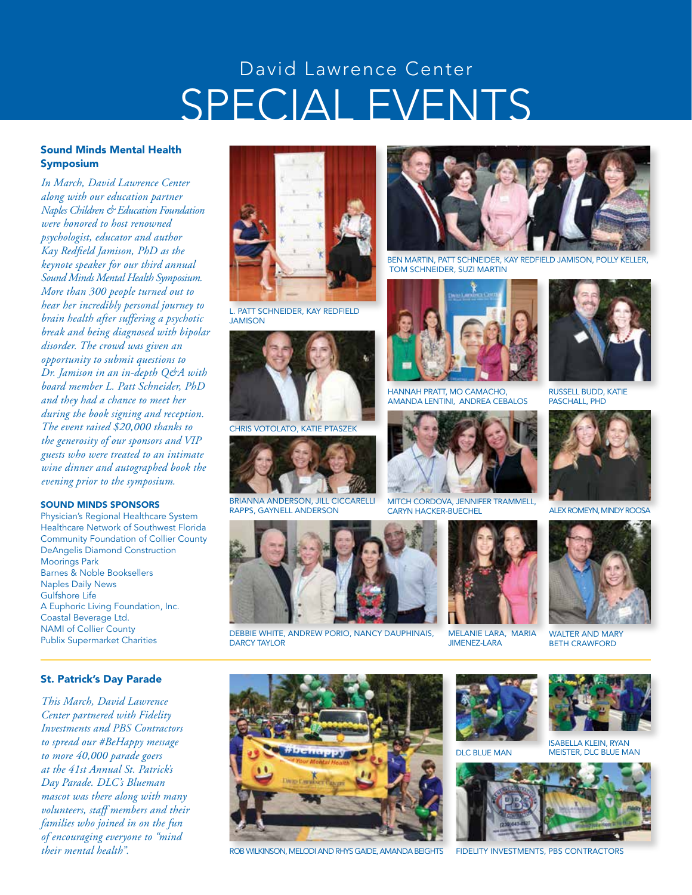# David Lawrence Center
# SPECIAL EVENTS

## Sound Minds Mental Health Symposium

*In March, David Lawrence Center along with our education partner Naples Children & Education Foundation were honored to host renowned psychologist, educator and author Kay Redfield Jamison, PhD as the keynote speaker for our third annual Sound Minds Mental Health Symposium. More than 300 people turned out to hear her incredibly personal journey to brain health after suffering a psychotic break and being diagnosed with bipolar disorder. The crowd was given an opportunity to submit questions to Dr. Jamison in an in-depth Q&A with board member L. Patt Schneider, PhD and they had a chance to meet her during the book signing and reception. The event raised $20,000 thanks to the generosity of our sponsors and VIP guests who were treated to an intimate wine dinner and autographed book the evening prior to the symposium.*

### SOUND MINDS SPONSORS

Physician's Regional Healthcare System
Healthcare Network of Southwest Florida
Community Foundation of Collier County
DeAngelis Diamond Construction
Moorings Park
Barnes & Noble Booksellers
Naples Daily News
Gulfshore Life
A Euphoric Living Foundation, Inc.
Coastal Beverage Ltd.
NAMI of Collier County
Publix Supermarket Charities

L. PATT SCHNEIDER, KAY REDFIELD JAMISON

BEN MARTIN, PATT SCHNEIDER, KAY REDFIELD JAMISON, POLLY KELLER, TOM SCHNEIDER, SUZI MARTIN

CHRIS VOTOLATO, KATIE PTASZEK

HANNAH PRATT, MO CAMACHO, AMANDA LENTINI, ANDREA CEBALOS

RUSSELL BUDD, KATIE PASCHALL, PHD

BRIANNA ANDERSON, JILL CICCARELLI RAPPS, GAYNELL ANDERSON

MITCH CORDOVA, JENNIFER TRAMMELL, CARYN HACKER-BUECHEL

ALEX ROMEYN, MINDY ROOSA

DEBBIE WHITE, ANDREW PORIO, NANCY DAUPHINAIS, DARCY TAYLOR

MELANIE LARA, MARIA JIMENEZ-LARA

WALTER AND MARY BETH CRAWFORD

## St. Patrick's Day Parade

*This March, David Lawrence Center partnered with Fidelity Investments and PBS Contractors to spread our #BeHappy message to more 40,000 parade goers at the 41st Annual St. Patrick's Day Parade. DLC's Blueman mascot was there along with many volunteers, staff members and their families who joined in on the fun of encouraging everyone to "mind their mental health".*

ROB WILKINSON, MELODI AND RHYS GAIDE, AMANDA BEIGHTS

DLC BLUE MAN

ISABELLA KLEIN, RYAN MEISTER, DLC BLUE MAN

FIDELITY INVESTMENTS, PBS CONTRACTORS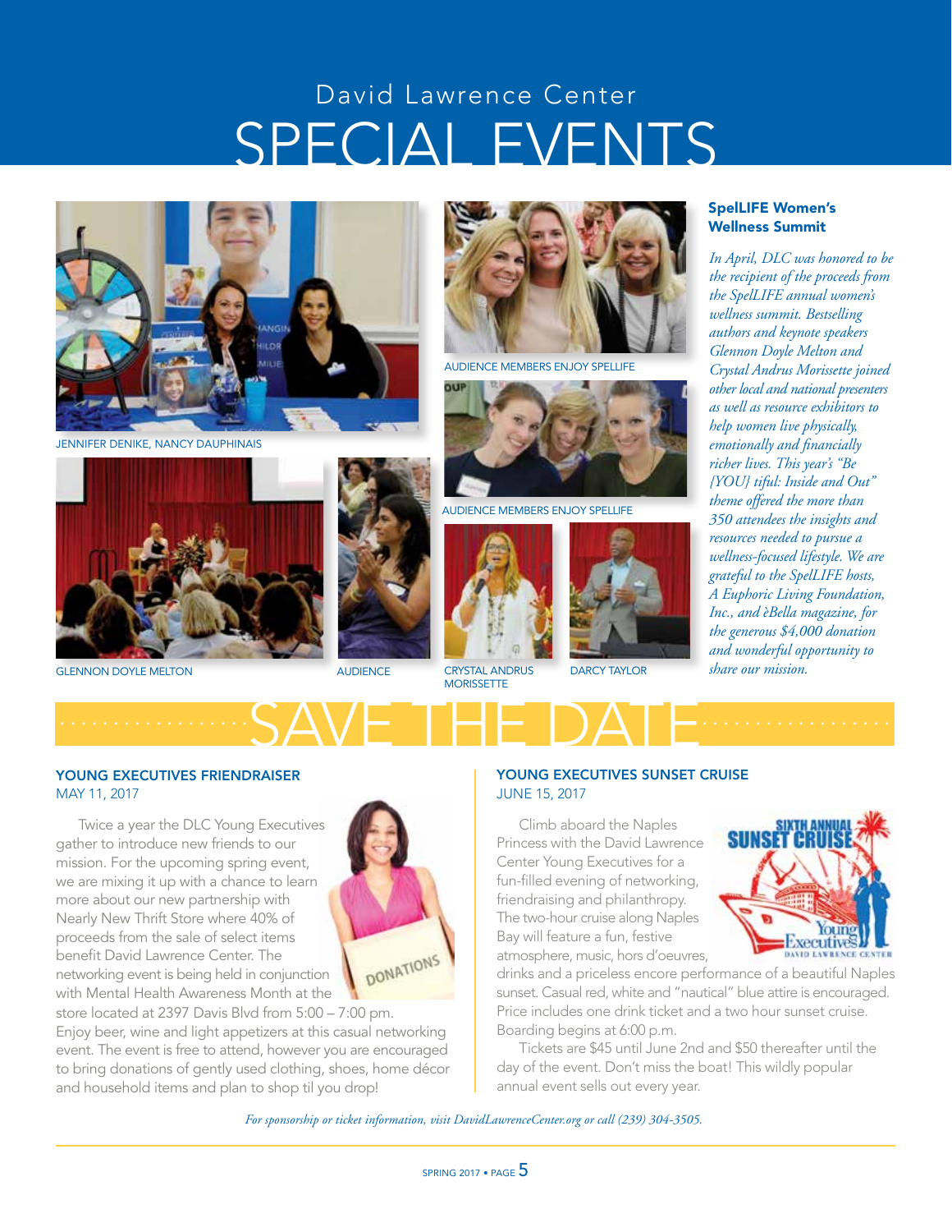# David Lawrence Center SPECIAL EVENTS

JENNIFER DENIKE, NANCY DAUPHINAIS

GLENNON DOYLE MELTON

AUDIENCE

AUDIENCE MEMBERS ENJOY SPELLIFE

AUDIENCE MEMBERS ENJOY SPELLIFE

CRYSTAL ANDRUS MORISSETTE

DARCY TAYLOR

## SpelLIFE Women's Wellness Summit

*In April, DLC was honored to be the recipient of the proceeds from the SpelLIFE annual women's wellness summit. Bestselling authors and keynote speakers Glennon Doyle Melton and Crystal Andrus Morissette joined other local and national presenters as well as resource exhibitors to help women live physically, emotionally and financially richer lives. This year's "Be {YOU} tiful: Inside and Out" theme offered the more than 350 attendees the insights and resources needed to pursue a wellness-focused lifestyle. We are grateful to the SpelLIFE hosts, A Euphoric Living Foundation, Inc., and èBella magazine, for the generous $4,000 donation and wonderful opportunity to share our mission.*

# SAVE THE DATE

### YOUNG EXECUTIVES FRIENDRAISER
MAY 11, 2017

Twice a year the DLC Young Executives gather to introduce new friends to our mission. For the upcoming spring event, we are mixing it up with a chance to learn more about our new partnership with Nearly New Thrift Store where 40% of proceeds from the sale of select items benefit David Lawrence Center. The networking event is being held in conjunction with Mental Health Awareness Month at the store located at 2397 Davis Blvd from 5:00 – 7:00 pm. Enjoy beer, wine and light appetizers at this casual networking event. The event is free to attend, however you are encouraged to bring donations of gently used clothing, shoes, home décor and household items and plan to shop til you drop!

### YOUNG EXECUTIVES SUNSET CRUISE
JUNE 15, 2017

Climb aboard the Naples Princess with the David Lawrence Center Young Executives for a fun-filled evening of networking, friendraising and philanthropy. The two-hour cruise along Naples Bay will feature a fun, festive atmosphere, music, hors d'oeuvres, drinks and a priceless encore performance of a beautiful Naples sunset. Casual red, white and "nautical" blue attire is encouraged. Price includes one drink ticket and a two hour sunset cruise. Boarding begins at 6:00 p.m.

Tickets are $45 until June 2nd and $50 thereafter until the day of the event. Don't miss the boat! This wildly popular annual event sells out every year.

*For sponsorship or ticket information, visit DavidLawrenceCenter.org or call (239) 304-3505.*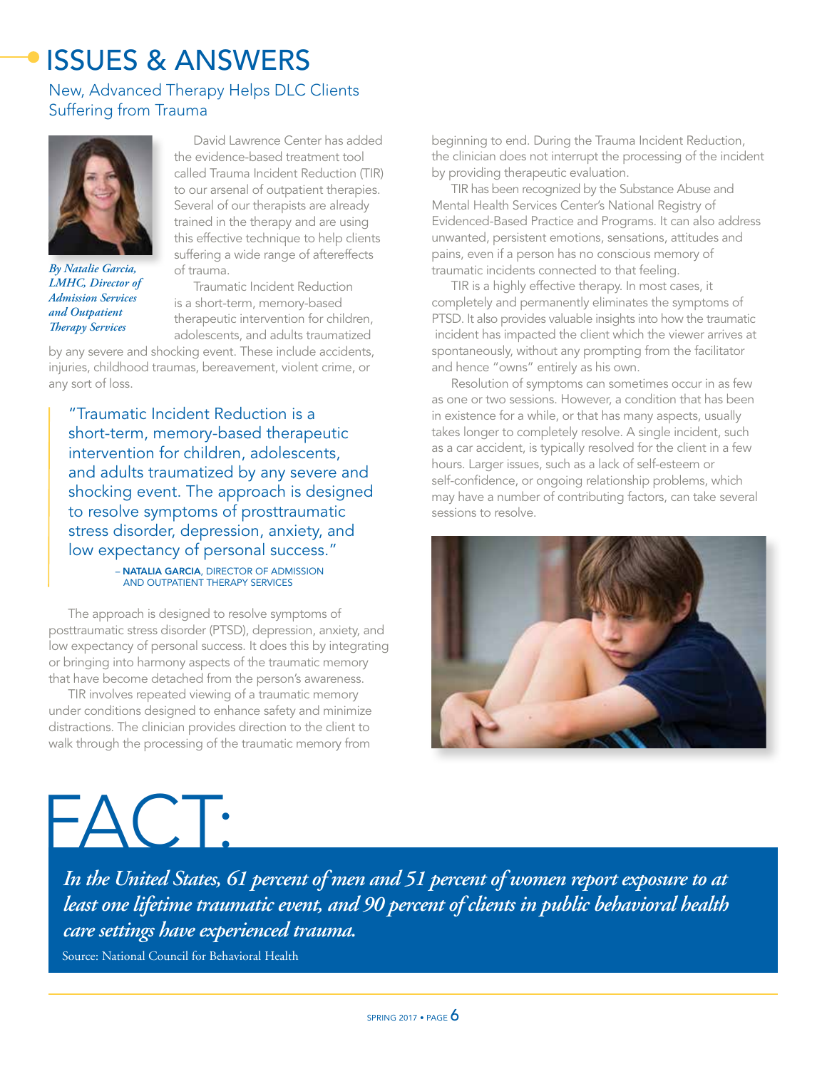# ISSUES & ANSWERS

## New, Advanced Therapy Helps DLC Clients Suffering from Trauma

*By Natalie Garcia, LMHC, Director of Admission Services and Outpatient Therapy Services*

David Lawrence Center has added the evidence-based treatment tool called Trauma Incident Reduction (TIR) to our arsenal of outpatient therapies. Several of our therapists are already trained in the therapy and are using this effective technique to help clients suffering a wide range of aftereffects of trauma.

Traumatic Incident Reduction is a short-term, memory-based therapeutic intervention for children, adolescents, and adults traumatized by any severe and shocking event. These include accidents, injuries, childhood traumas, bereavement, violent crime, or any sort of loss.

> "Traumatic Incident Reduction is a short-term, memory-based therapeutic intervention for children, adolescents, and adults traumatized by any severe and shocking event. The approach is designed to resolve symptoms of prosttraumatic stress disorder, depression, anxiety, and low expectancy of personal success."
>
> – **NATALIA GARCIA**, DIRECTOR OF ADMISSION AND OUTPATIENT THERAPY SERVICES

The approach is designed to resolve symptoms of posttraumatic stress disorder (PTSD), depression, anxiety, and low expectancy of personal success. It does this by integrating or bringing into harmony aspects of the traumatic memory that have become detached from the person's awareness.

TIR involves repeated viewing of a traumatic memory under conditions designed to enhance safety and minimize distractions. The clinician provides direction to the client to walk through the processing of the traumatic memory from beginning to end. During the Trauma Incident Reduction, the clinician does not interrupt the processing of the incident by providing therapeutic evaluation.

TIR has been recognized by the Substance Abuse and Mental Health Services Center's National Registry of Evidenced-Based Practice and Programs. It can also address unwanted, persistent emotions, sensations, attitudes and pains, even if a person has no conscious memory of traumatic incidents connected to that feeling.

TIR is a highly effective therapy. In most cases, it completely and permanently eliminates the symptoms of PTSD. It also provides valuable insights into how the traumatic incident has impacted the client which the viewer arrives at spontaneously, without any prompting from the facilitator and hence "owns" entirely as his own.

Resolution of symptoms can sometimes occur in as few as one or two sessions. However, a condition that has been in existence for a while, or that has many aspects, usually takes longer to completely resolve. A single incident, such as a car accident, is typically resolved for the client in a few hours. Larger issues, such as a lack of self-esteem or self-confidence, or ongoing relationship problems, which may have a number of contributing factors, can take several sessions to resolve.

# FACT:

*In the United States, 61 percent of men and 51 percent of women report exposure to at least one lifetime traumatic event, and 90 percent of clients in public behavioral health care settings have experienced trauma.*

Source: National Council for Behavioral Health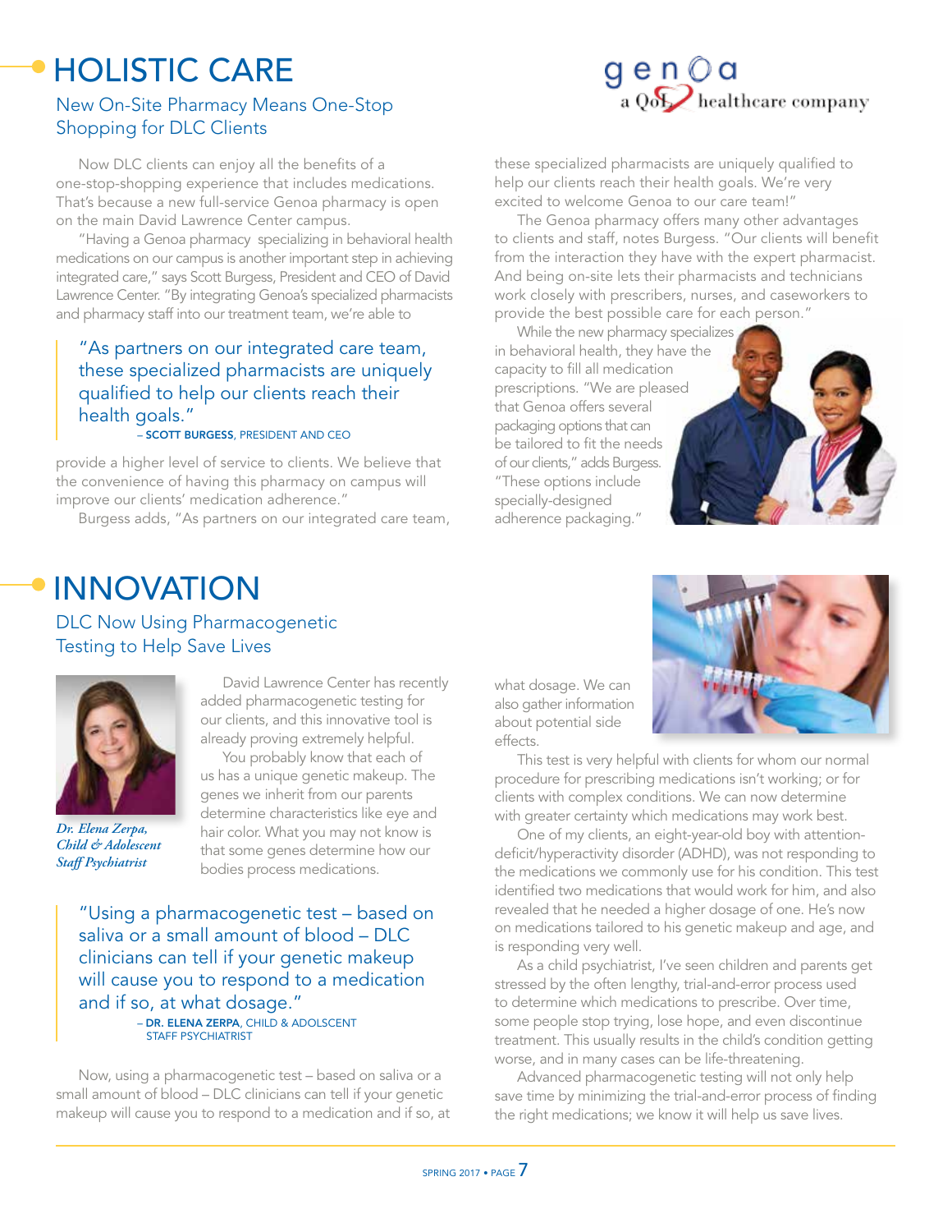# HOLISTIC CARE

## New On-Site Pharmacy Means One-Stop Shopping for DLC Clients

genoa
a QoL healthcare company

Now DLC clients can enjoy all the benefits of a one-stop-shopping experience that includes medications. That's because a new full-service Genoa pharmacy is open on the main David Lawrence Center campus.

"Having a Genoa pharmacy specializing in behavioral health medications on our campus is another important step in achieving integrated care," says Scott Burgess, President and CEO of David Lawrence Center. "By integrating Genoa's specialized pharmacists and pharmacy staff into our treatment team, we're able to provide a higher level of service to clients. We believe that the convenience of having this pharmacy on campus will improve our clients' medication adherence."

> "As partners on our integrated care team, these specialized pharmacists are uniquely qualified to help our clients reach their health goals."
> – **SCOTT BURGESS**, PRESIDENT AND CEO

Burgess adds, "As partners on our integrated care team, these specialized pharmacists are uniquely qualified to help our clients reach their health goals. We're very excited to welcome Genoa to our care team!"

The Genoa pharmacy offers many other advantages to clients and staff, notes Burgess. "Our clients will benefit from the interaction they have with the expert pharmacist. And being on-site lets their pharmacists and technicians work closely with prescribers, nurses, and caseworkers to provide the best possible care for each person."

While the new pharmacy specializes in behavioral health, they have the capacity to fill all medication prescriptions. "We are pleased that Genoa offers several packaging options that can be tailored to fit the needs of our clients," adds Burgess. "These options include specially-designed adherence packaging."

# INNOVATION

## DLC Now Using Pharmacogenetic Testing to Help Save Lives

*Dr. Elena Zerpa, Child & Adolescent Staff Psychiatrist*

David Lawrence Center has recently added pharmacogenetic testing for our clients, and this innovative tool is already proving extremely helpful.

You probably know that each of us has a unique genetic makeup. The genes we inherit from our parents determine characteristics like eye and hair color. What you may not know is that some genes determine how our bodies process medications.

> "Using a pharmacogenetic test – based on saliva or a small amount of blood – DLC clinicians can tell if your genetic makeup will cause you to respond to a medication and if so, at what dosage."
> – **DR. ELENA ZERPA**, CHILD & ADOLSCENT STAFF PSYCHIATRIST

Now, using a pharmacogenetic test – based on saliva or a small amount of blood – DLC clinicians can tell if your genetic makeup will cause you to respond to a medication and if so, at what dosage. We can also gather information about potential side effects.

This test is very helpful with clients for whom our normal procedure for prescribing medications isn't working; or for clients with complex conditions. We can now determine with greater certainty which medications may work best.

One of my clients, an eight-year-old boy with attention-deficit/hyperactivity disorder (ADHD), was not responding to the medications we commonly use for his condition. This test identified two medications that would work for him, and also revealed that he needed a higher dosage of one. He's now on medications tailored to his genetic makeup and age, and is responding very well.

As a child psychiatrist, I've seen children and parents get stressed by the often lengthy, trial-and-error process used to determine which medications to prescribe. Over time, some people stop trying, lose hope, and even discontinue treatment. This usually results in the child's condition getting worse, and in many cases can be life-threatening.

Advanced pharmacogenetic testing will not only help save time by minimizing the trial-and-error process of finding the right medications; we know it will help us save lives.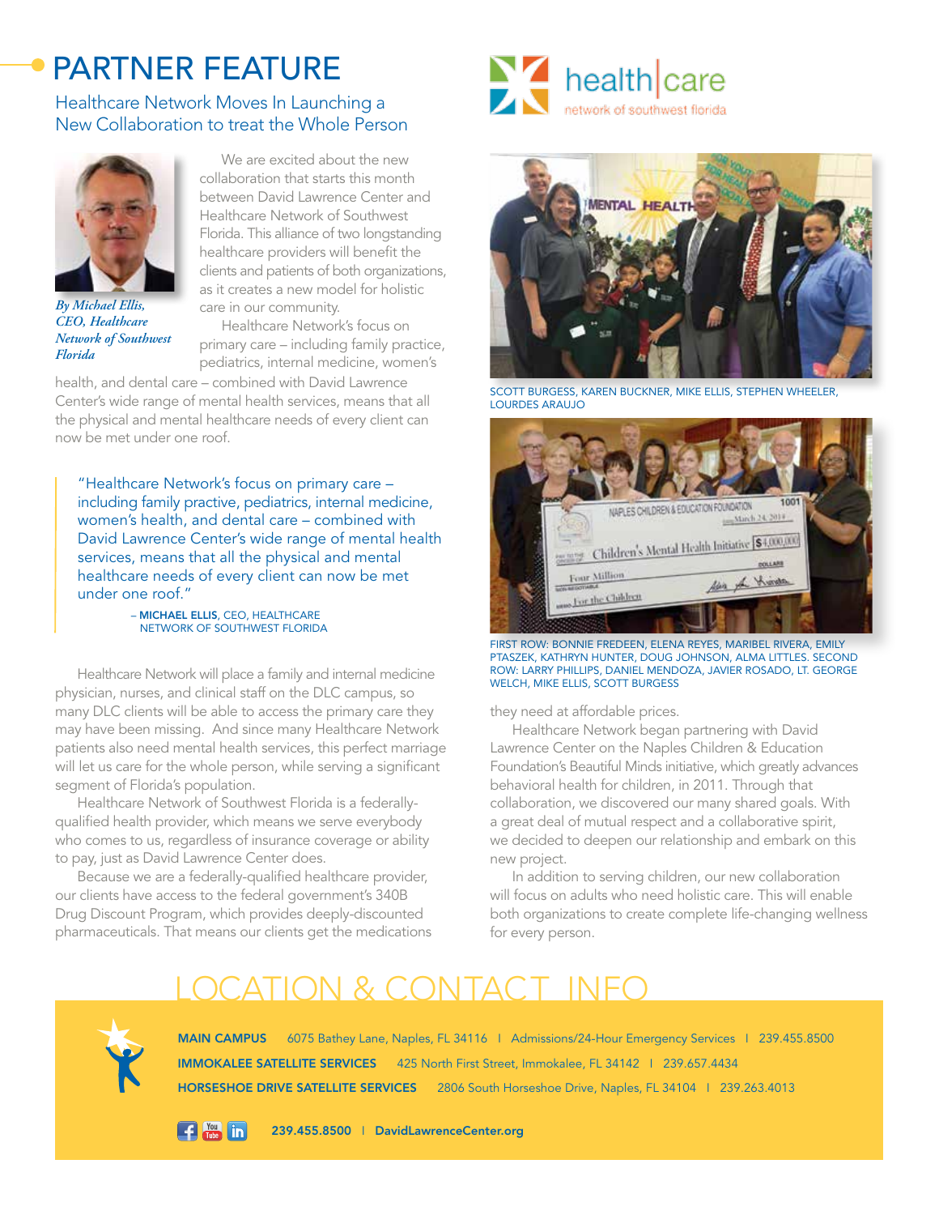# PARTNER FEATURE

## Healthcare Network Moves In Launching a New Collaboration to treat the Whole Person

health|care
network of southwest florida

*By Michael Ellis, CEO, Healthcare Network of Southwest Florida*

We are excited about the new collaboration that starts this month between David Lawrence Center and Healthcare Network of Southwest Florida. This alliance of two longstanding healthcare providers will benefit the clients and patients of both organizations, as it creates a new model for holistic care in our community.

Healthcare Network's focus on primary care – including family practice, pediatrics, internal medicine, women's health, and dental care – combined with David Lawrence Center's wide range of mental health services, means that all the physical and mental healthcare needs of every client can now be met under one roof.

> "Healthcare Network's focus on primary care – including family practice, pediatrics, internal medicine, women's health, and dental care – combined with David Lawrence Center's wide range of mental health services, means that all the physical and mental healthcare needs of every client can now be met under one roof."
>
> – **MICHAEL ELLIS**, CEO, HEALTHCARE NETWORK OF SOUTHWEST FLORIDA

Healthcare Network will place a family and internal medicine physician, nurses, and clinical staff on the DLC campus, so many DLC clients will be able to access the primary care they may have been missing. And since many Healthcare Network patients also need mental health services, this perfect marriage will let us care for the whole person, while serving a significant segment of Florida's population.

Healthcare Network of Southwest Florida is a federally-qualified health provider, which means we serve everybody who comes to us, regardless of insurance coverage or ability to pay, just as David Lawrence Center does.

Because we are a federally-qualified healthcare provider, our clients have access to the federal government's 340B Drug Discount Program, which provides deeply-discounted pharmaceuticals. That means our clients get the medications they need at affordable prices.

Healthcare Network began partnering with David Lawrence Center on the Naples Children & Education Foundation's Beautiful Minds initiative, which greatly advances behavioral health for children, in 2011. Through that collaboration, we discovered our many shared goals. With a great deal of mutual respect and a collaborative spirit, we decided to deepen our relationship and embark on this new project.

In addition to serving children, our new collaboration will focus on adults who need holistic care. This will enable both organizations to create complete life-changing wellness for every person.

SCOTT BURGESS, KAREN BUCKNER, MIKE ELLIS, STEPHEN WHEELER, LOURDES ARAUJO

FIRST ROW: BONNIE FREDEEN, ELENA REYES, MARIBEL RIVERA, EMILY PTASZEK, KATHRYN HUNTER, DOUG JOHNSON, ALMA LITTLES. SECOND ROW: LARRY PHILLIPS, DANIEL MENDOZA, JAVIER ROSADO, LT. GEORGE WELCH, MIKE ELLIS, SCOTT BURGESS

## LOCATION & CONTACT INFO

**MAIN CAMPUS** 6075 Bathey Lane, Naples, FL 34116 | Admissions/24-Hour Emergency Services | 239.455.8500

**IMMOKALEE SATELLITE SERVICES** 425 North First Street, Immokalee, FL 34142 | 239.657.4434

**HORSESHOE DRIVE SATELLITE SERVICES** 2806 South Horseshoe Drive, Naples, FL 34104 | 239.263.4013

**239.455.8500** | **DavidLawrenceCenter.org**